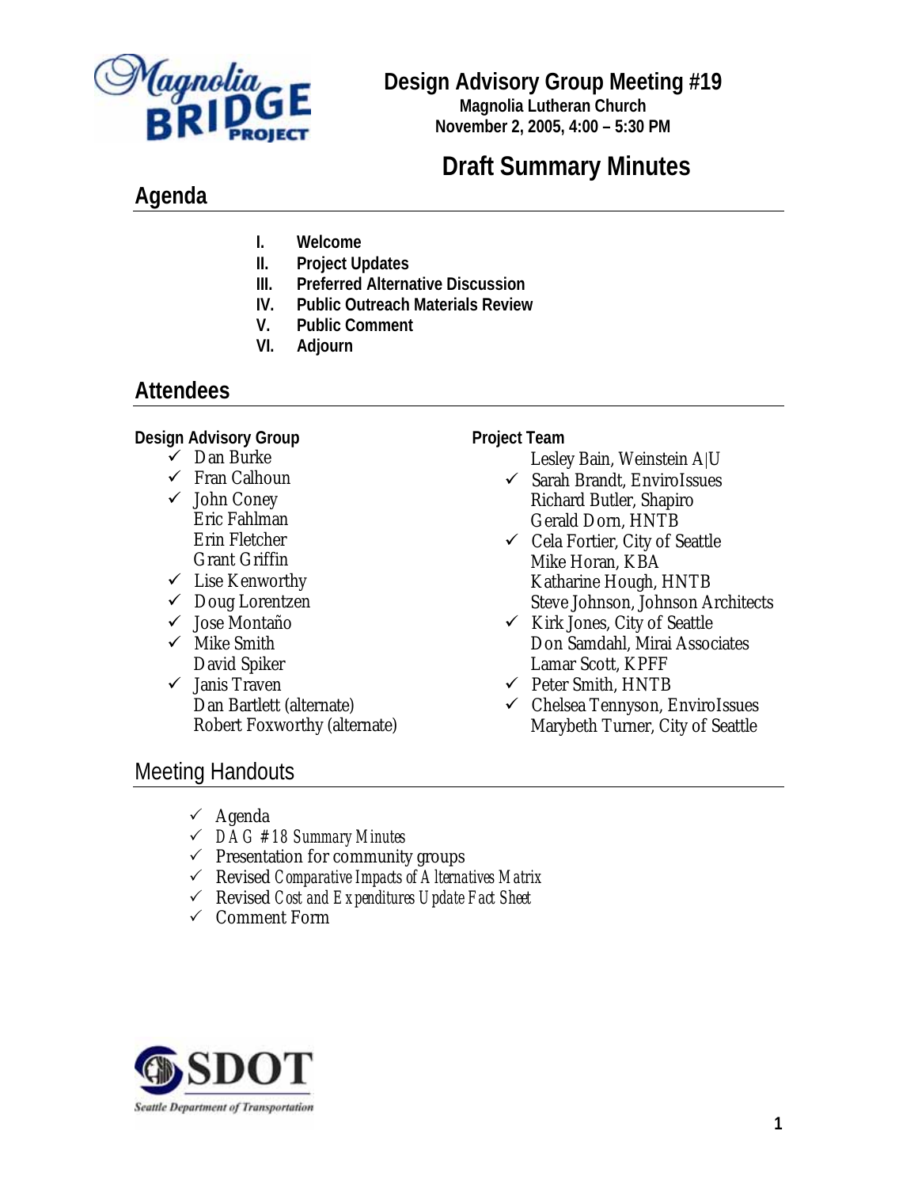# Design Advisory Group Meeting #19

**Magnolia Lutheran Church**
**November 2, 2005, 4:00 – 5:30 PM**

## Draft Summary Minutes

## Agenda

- I. **Welcome**
- II. **Project Updates**
- III. **Preferred Alternative Discussion**
- IV. **Public Outreach Materials Review**
- V. **Public Comment**
- VI. **Adjourn**

## Attendees

**Design Advisory Group**

- ✓ Dan Burke
- ✓ Fran Calhoun
- ✓ John Coney
- Eric Fahlman
- Erin Fletcher
- Grant Griffin
- ✓ Lise Kenworthy
- ✓ Doug Lorentzen
- ✓ Jose Montaño
- ✓ Mike Smith
- David Spiker
- ✓ Janis Traven
- Dan Bartlett (alternate)
- Robert Foxworthy (alternate)

**Project Team**

- Lesley Bain, Weinstein A|U
- ✓ Sarah Brandt, EnviroIssues
- Richard Butler, Shapiro
- Gerald Dorn, HNTB
- ✓ Cela Fortier, City of Seattle
- Mike Horan, KBA
- Katharine Hough, HNTB
- Steve Johnson, Johnson Architects
- ✓ Kirk Jones, City of Seattle
- Don Samdahl, Mirai Associates
- Lamar Scott, KPFF
- ✓ Peter Smith, HNTB
- ✓ Chelsea Tennyson, EnviroIssues
- Marybeth Turner, City of Seattle

## Meeting Handouts

- ✓ Agenda
- ✓ *DAG #18 Summary Minutes*
- ✓ Presentation for community groups
- ✓ Revised *Comparative Impacts of Alternatives Matrix*
- ✓ Revised *Cost and Expenditures Update Fact Sheet*
- ✓ Comment Form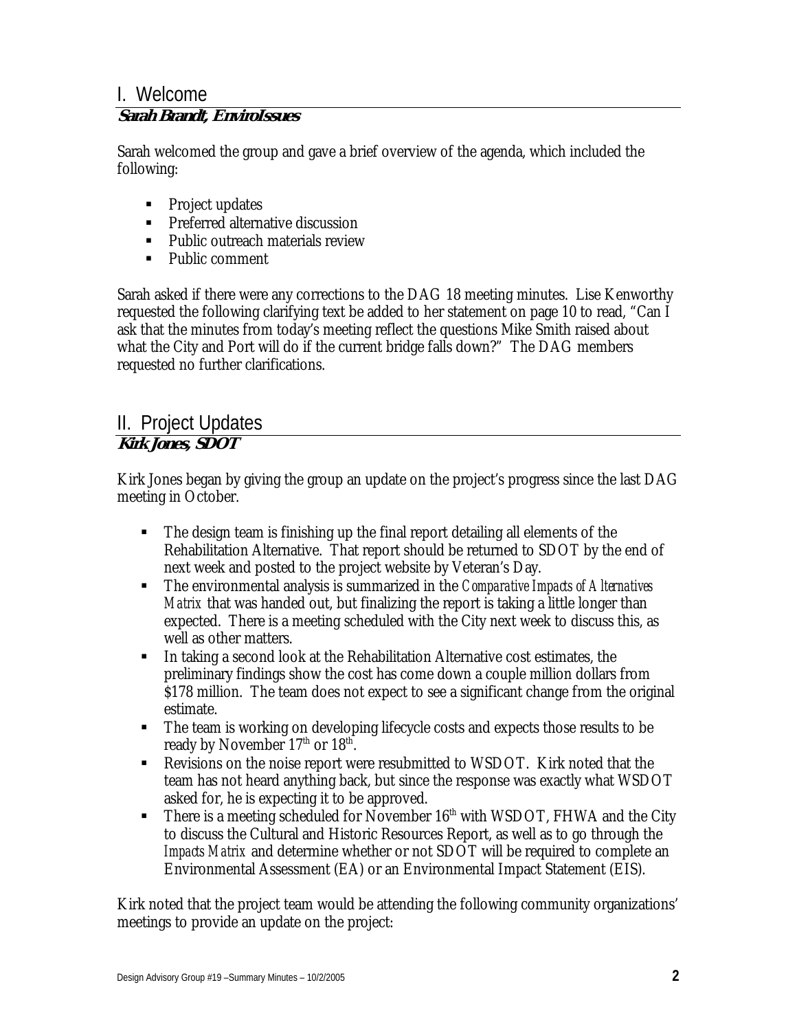## I. Welcome

***Sarah Brandt, EnviroIssues***

Sarah welcomed the group and gave a brief overview of the agenda, which included the following:

- Project updates
- Preferred alternative discussion
- Public outreach materials review
- Public comment

Sarah asked if there were any corrections to the DAG 18 meeting minutes. Lise Kenworthy requested the following clarifying text be added to her statement on page 10 to read, "Can I ask that the minutes from today's meeting reflect the questions Mike Smith raised about what the City and Port will do if the current bridge falls down?" The DAG members requested no further clarifications.

## II. Project Updates

***Kirk Jones, SDOT***

Kirk Jones began by giving the group an update on the project's progress since the last DAG meeting in October.

- The design team is finishing up the final report detailing all elements of the Rehabilitation Alternative. That report should be returned to SDOT by the end of next week and posted to the project website by Veteran's Day.
- The environmental analysis is summarized in the *Comparative Impacts of Alternatives Matrix* that was handed out, but finalizing the report is taking a little longer than expected. There is a meeting scheduled with the City next week to discuss this, as well as other matters.
- In taking a second look at the Rehabilitation Alternative cost estimates, the preliminary findings show the cost has come down a couple million dollars from \$178 million. The team does not expect to see a significant change from the original estimate.
- The team is working on developing lifecycle costs and expects those results to be ready by November 17th or 18th.
- Revisions on the noise report were resubmitted to WSDOT. Kirk noted that the team has not heard anything back, but since the response was exactly what WSDOT asked for, he is expecting it to be approved.
- There is a meeting scheduled for November 16th with WSDOT, FHWA and the City to discuss the Cultural and Historic Resources Report, as well as to go through the *Impacts Matrix* and determine whether or not SDOT will be required to complete an Environmental Assessment (EA) or an Environmental Impact Statement (EIS).

Kirk noted that the project team would be attending the following community organizations' meetings to provide an update on the project: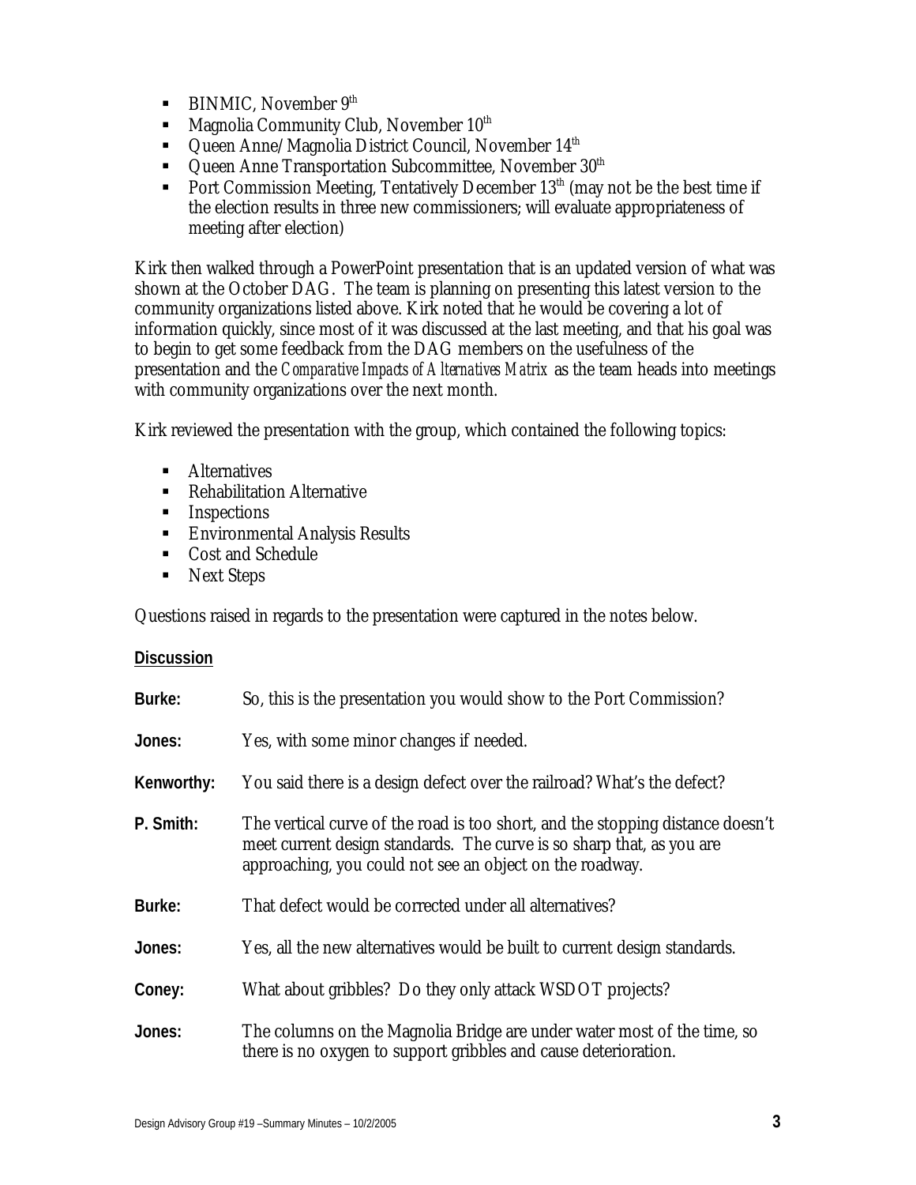- BINMIC, November 9th
- Magnolia Community Club, November 10th
- Queen Anne/Magnolia District Council, November 14th
- Queen Anne Transportation Subcommittee, November 30th
- Port Commission Meeting, Tentatively December 13th (may not be the best time if the election results in three new commissioners; will evaluate appropriateness of meeting after election)

Kirk then walked through a PowerPoint presentation that is an updated version of what was shown at the October DAG. The team is planning on presenting this latest version to the community organizations listed above. Kirk noted that he would be covering a lot of information quickly, since most of it was discussed at the last meeting, and that his goal was to begin to get some feedback from the DAG members on the usefulness of the presentation and the *Comparative Impacts of Alternatives Matrix* as the team heads into meetings with community organizations over the next month.

Kirk reviewed the presentation with the group, which contained the following topics:

- Alternatives
- Rehabilitation Alternative
- Inspections
- Environmental Analysis Results
- Cost and Schedule
- Next Steps

Questions raised in regards to the presentation were captured in the notes below.

**Discussion**

**Burke:** So, this is the presentation you would show to the Port Commission?

**Jones:** Yes, with some minor changes if needed.

**Kenworthy:** You said there is a design defect over the railroad? What's the defect?

**P. Smith:** The vertical curve of the road is too short, and the stopping distance doesn't meet current design standards. The curve is so sharp that, as you are approaching, you could not see an object on the roadway.

**Burke:** That defect would be corrected under all alternatives?

**Jones:** Yes, all the new alternatives would be built to current design standards.

**Coney:** What about gribbles? Do they only attack WSDOT projects?

**Jones:** The columns on the Magnolia Bridge are under water most of the time, so there is no oxygen to support gribbles and cause deterioration.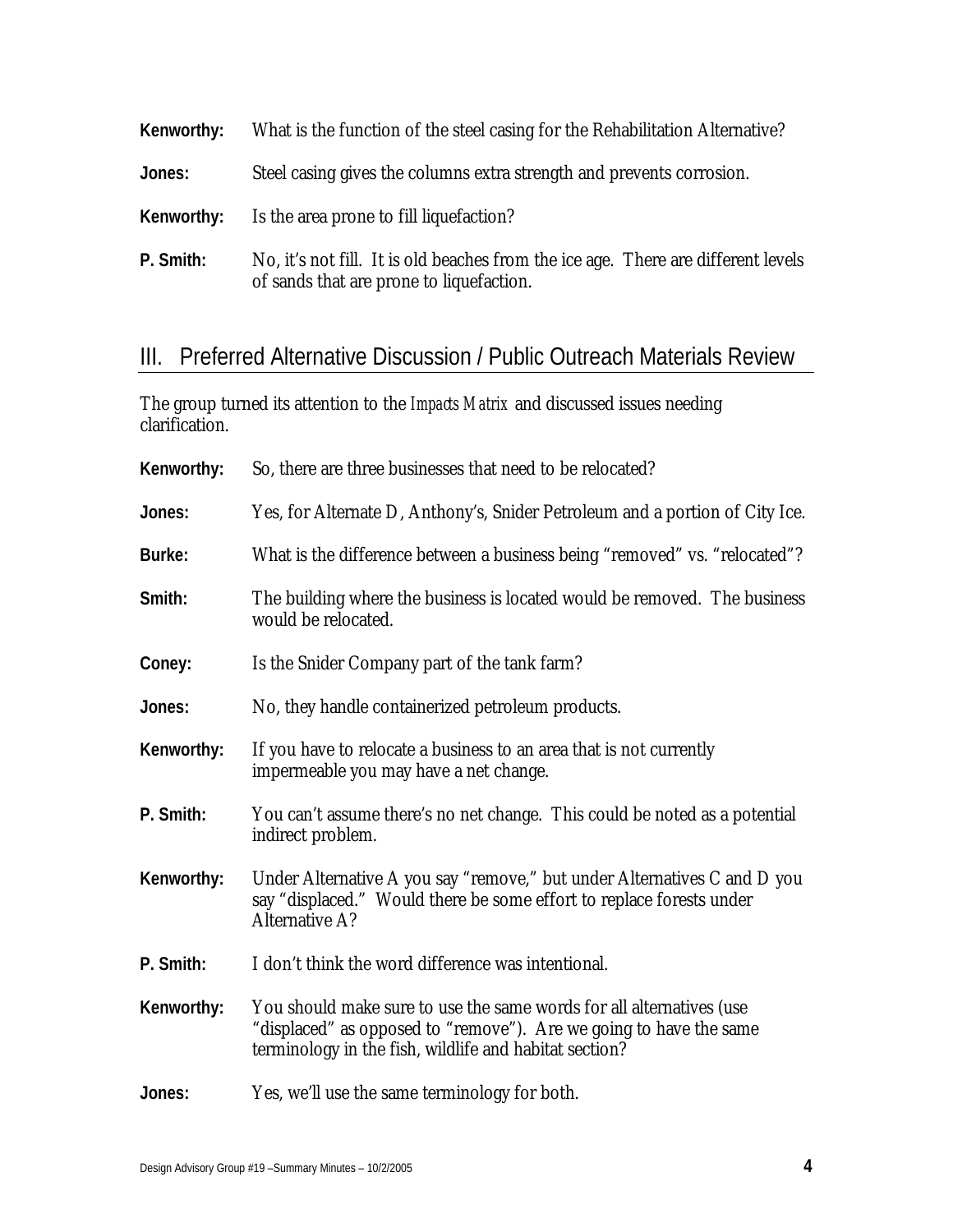**Kenworthy:** What is the function of the steel casing for the Rehabilitation Alternative?

**Jones:** Steel casing gives the columns extra strength and prevents corrosion.

**Kenworthy:** Is the area prone to fill liquefaction?

**P. Smith:** No, it's not fill. It is old beaches from the ice age. There are different levels of sands that are prone to liquefaction.

## III. Preferred Alternative Discussion / Public Outreach Materials Review

The group turned its attention to the *Impacts Matrix* and discussed issues needing clarification.

**Kenworthy:** So, there are three businesses that need to be relocated?

**Jones:** Yes, for Alternate D, Anthony's, Snider Petroleum and a portion of City Ice.

**Burke:** What is the difference between a business being "removed" vs. "relocated"?

**Smith:** The building where the business is located would be removed. The business would be relocated.

**Coney:** Is the Snider Company part of the tank farm?

**Jones:** No, they handle containerized petroleum products.

**Kenworthy:** If you have to relocate a business to an area that is not currently impermeable you may have a net change.

**P. Smith:** You can't assume there's no net change. This could be noted as a potential indirect problem.

**Kenworthy:** Under Alternative A you say "remove," but under Alternatives C and D you say "displaced." Would there be some effort to replace forests under Alternative A?

**P. Smith:** I don't think the word difference was intentional.

**Kenworthy:** You should make sure to use the same words for all alternatives (use "displaced" as opposed to "remove"). Are we going to have the same terminology in the fish, wildlife and habitat section?

**Jones:** Yes, we'll use the same terminology for both.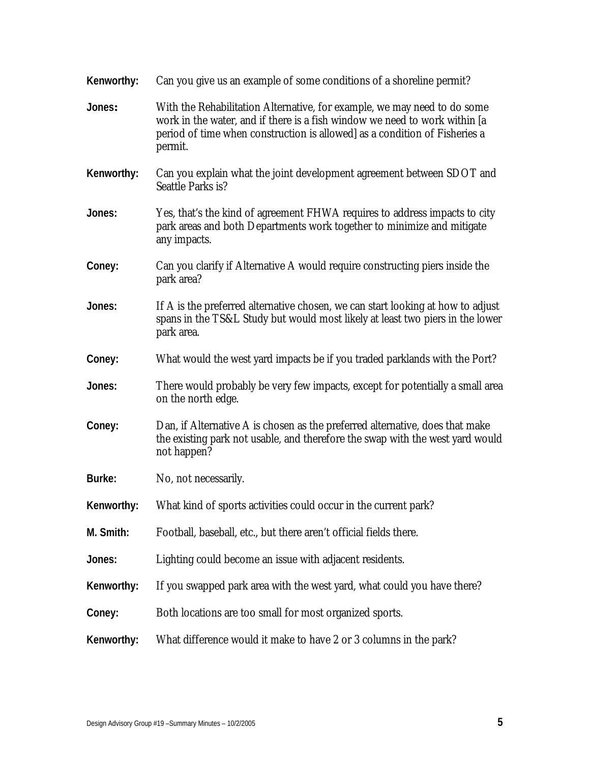**Kenworthy:** Can you give us an example of some conditions of a shoreline permit?

**Jones:** With the Rehabilitation Alternative, for example, we may need to do some work in the water, and if there is a fish window we need to work within [a period of time when construction is allowed] as a condition of Fisheries a permit.

**Kenworthy:** Can you explain what the joint development agreement between SDOT and Seattle Parks is?

**Jones:** Yes, that's the kind of agreement FHWA requires to address impacts to city park areas and both Departments work together to minimize and mitigate any impacts.

**Coney:** Can you clarify if Alternative A would require constructing piers inside the park area?

**Jones:** If A is the preferred alternative chosen, we can start looking at how to adjust spans in the TS&L Study but would most likely at least two piers in the lower park area.

**Coney:** What would the west yard impacts be if you traded parklands with the Port?

**Jones:** There would probably be very few impacts, except for potentially a small area on the north edge.

**Coney:** Dan, if Alternative A is chosen as the preferred alternative, does that make the existing park not usable, and therefore the swap with the west yard would not happen?

**Burke:** No, not necessarily.

**Kenworthy:** What kind of sports activities could occur in the current park?

**M. Smith:** Football, baseball, etc., but there aren't official fields there.

**Jones:** Lighting could become an issue with adjacent residents.

**Kenworthy:** If you swapped park area with the west yard, what could you have there?

**Coney:** Both locations are too small for most organized sports.

**Kenworthy:** What difference would it make to have 2 or 3 columns in the park?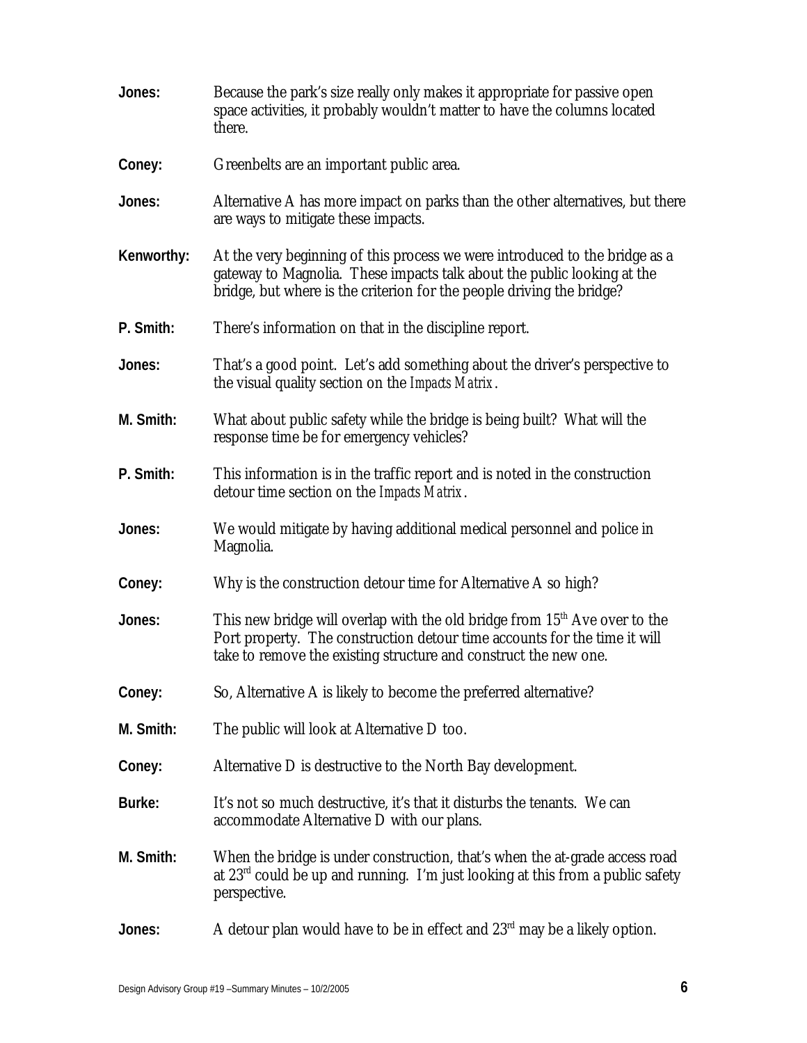**Jones:** Because the park's size really only makes it appropriate for passive open space activities, it probably wouldn't matter to have the columns located there.

**Coney:** Greenbelts are an important public area.

**Jones:** Alternative A has more impact on parks than the other alternatives, but there are ways to mitigate these impacts.

**Kenworthy:** At the very beginning of this process we were introduced to the bridge as a gateway to Magnolia. These impacts talk about the public looking at the bridge, but where is the criterion for the people driving the bridge?

**P. Smith:** There's information on that in the discipline report.

**Jones:** That's a good point. Let's add something about the driver's perspective to the visual quality section on the *Impacts Matrix*.

**M. Smith:** What about public safety while the bridge is being built? What will the response time be for emergency vehicles?

**P. Smith:** This information is in the traffic report and is noted in the construction detour time section on the *Impacts Matrix*.

**Jones:** We would mitigate by having additional medical personnel and police in Magnolia.

**Coney:** Why is the construction detour time for Alternative A so high?

**Jones:** This new bridge will overlap with the old bridge from 15th Ave over to the Port property. The construction detour time accounts for the time it will take to remove the existing structure and construct the new one.

**Coney:** So, Alternative A is likely to become the preferred alternative?

**M. Smith:** The public will look at Alternative D too.

**Coney:** Alternative D is destructive to the North Bay development.

**Burke:** It's not so much destructive, it's that it disturbs the tenants. We can accommodate Alternative D with our plans.

**M. Smith:** When the bridge is under construction, that's when the at-grade access road at 23rd could be up and running. I'm just looking at this from a public safety perspective.

**Jones:** A detour plan would have to be in effect and 23rd may be a likely option.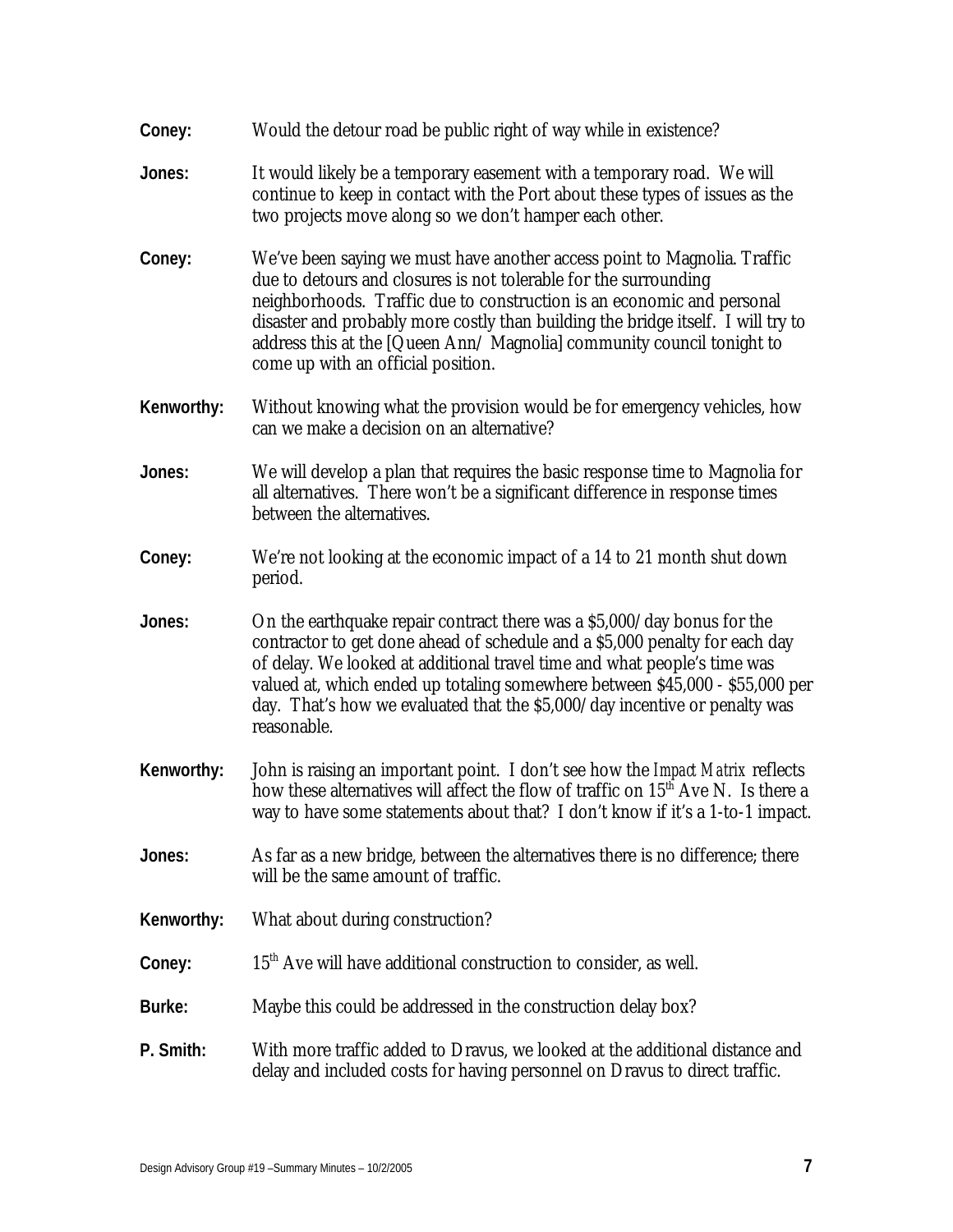**Coney:** Would the detour road be public right of way while in existence?

**Jones:** It would likely be a temporary easement with a temporary road. We will continue to keep in contact with the Port about these types of issues as the two projects move along so we don't hamper each other.

**Coney:** We've been saying we must have another access point to Magnolia. Traffic due to detours and closures is not tolerable for the surrounding neighborhoods. Traffic due to construction is an economic and personal disaster and probably more costly than building the bridge itself. I will try to address this at the [Queen Ann/ Magnolia] community council tonight to come up with an official position.

**Kenworthy:** Without knowing what the provision would be for emergency vehicles, how can we make a decision on an alternative?

**Jones:** We will develop a plan that requires the basic response time to Magnolia for all alternatives. There won't be a significant difference in response times between the alternatives.

**Coney:** We're not looking at the economic impact of a 14 to 21 month shut down period.

**Jones:** On the earthquake repair contract there was a $5,000/day bonus for the contractor to get done ahead of schedule and a $5,000 penalty for each day of delay. We looked at additional travel time and what people's time was valued at, which ended up totaling somewhere between $45,000 - $55,000 per day. That's how we evaluated that the $5,000/day incentive or penalty was reasonable.

**Kenworthy:** John is raising an important point. I don't see how the *Impact Matrix* reflects how these alternatives will affect the flow of traffic on 15th Ave N. Is there a way to have some statements about that? I don't know if it's a 1-to-1 impact.

**Jones:** As far as a new bridge, between the alternatives there is no difference; there will be the same amount of traffic.

**Kenworthy:** What about during construction?

**Coney:** 15th Ave will have additional construction to consider, as well.

**Burke:** Maybe this could be addressed in the construction delay box?

**P. Smith:** With more traffic added to Dravus, we looked at the additional distance and delay and included costs for having personnel on Dravus to direct traffic.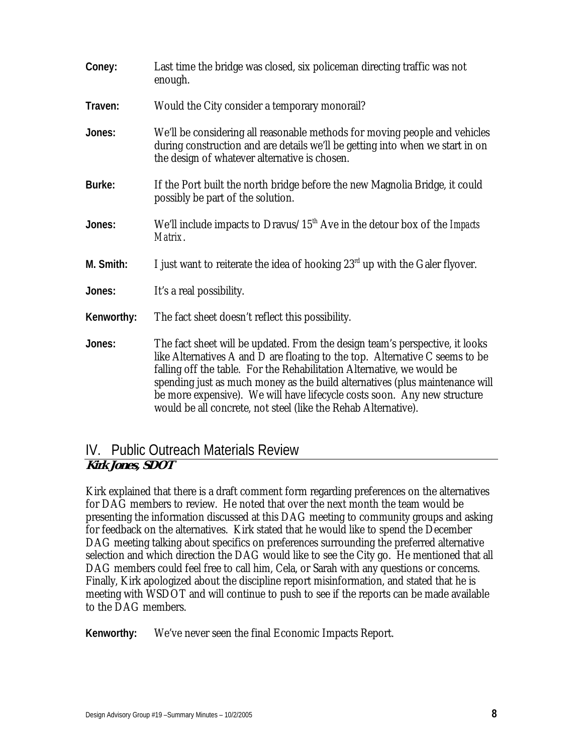**Coney:** Last time the bridge was closed, six policeman directing traffic was not enough.

**Traven:** Would the City consider a temporary monorail?

**Jones:** We'll be considering all reasonable methods for moving people and vehicles during construction and are details we'll be getting into when we start in on the design of whatever alternative is chosen.

**Burke:** If the Port built the north bridge before the new Magnolia Bridge, it could possibly be part of the solution.

**Jones:** We'll include impacts to Dravus/15th Ave in the detour box of the *Impacts Matrix*.

**M. Smith:** I just want to reiterate the idea of hooking 23rd up with the Galer flyover.

**Jones:** It's a real possibility.

**Kenworthy:** The fact sheet doesn't reflect this possibility.

**Jones:** The fact sheet will be updated. From the design team's perspective, it looks like Alternatives A and D are floating to the top. Alternative C seems to be falling off the table. For the Rehabilitation Alternative, we would be spending just as much money as the build alternatives (plus maintenance will be more expensive). We will have lifecycle costs soon. Any new structure would be all concrete, not steel (like the Rehab Alternative).

## IV. Public Outreach Materials Review

***Kirk Jones, SDOT***

Kirk explained that there is a draft comment form regarding preferences on the alternatives for DAG members to review. He noted that over the next month the team would be presenting the information discussed at this DAG meeting to community groups and asking for feedback on the alternatives. Kirk stated that he would like to spend the December DAG meeting talking about specifics on preferences surrounding the preferred alternative selection and which direction the DAG would like to see the City go. He mentioned that all DAG members could feel free to call him, Cela, or Sarah with any questions or concerns. Finally, Kirk apologized about the discipline report misinformation, and stated that he is meeting with WSDOT and will continue to push to see if the reports can be made available to the DAG members.

**Kenworthy:** We've never seen the final Economic Impacts Report.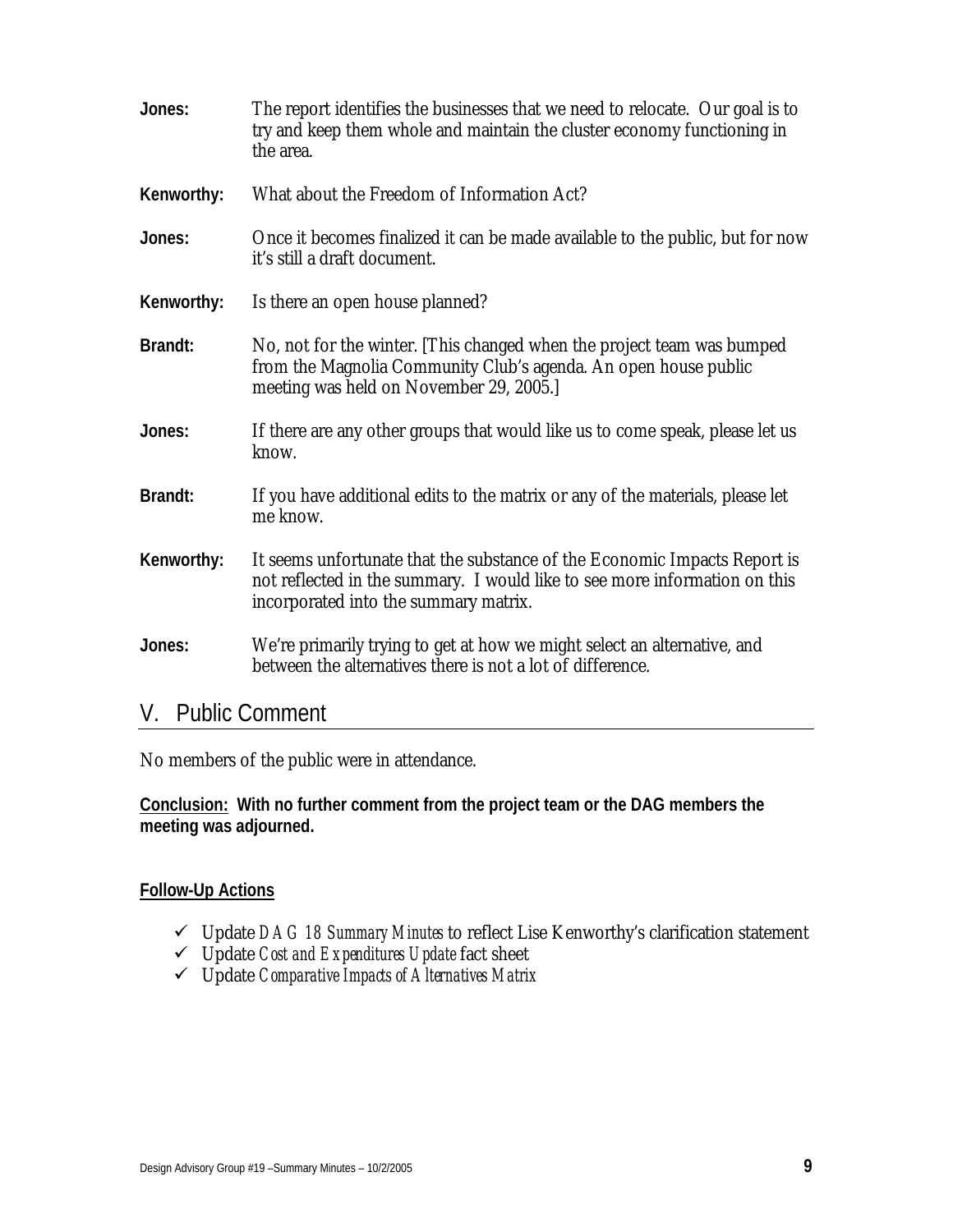**Jones:** The report identifies the businesses that we need to relocate. Our goal is to try and keep them whole and maintain the cluster economy functioning in the area.

**Kenworthy:** What about the Freedom of Information Act?

**Jones:** Once it becomes finalized it can be made available to the public, but for now it's still a draft document.

**Kenworthy:** Is there an open house planned?

**Brandt:** No, not for the winter. [This changed when the project team was bumped from the Magnolia Community Club's agenda. An open house public meeting was held on November 29, 2005.]

**Jones:** If there are any other groups that would like us to come speak, please let us know.

**Brandt:** If you have additional edits to the matrix or any of the materials, please let me know.

**Kenworthy:** It seems unfortunate that the substance of the Economic Impacts Report is not reflected in the summary. I would like to see more information on this incorporated into the summary matrix.

**Jones:** We're primarily trying to get at how we might select an alternative, and between the alternatives there is not a lot of difference.

## V. Public Comment

No members of the public were in attendance.

**<u>Conclusion:</u> With no further comment from the project team or the DAG members the meeting was adjourned.**

**<u>Follow-Up Actions</u>**

- ✓ Update *DAG 18 Summary Minutes* to reflect Lise Kenworthy's clarification statement
- ✓ Update *Cost and Expenditures Update* fact sheet
- ✓ Update *Comparative Impacts of Alternatives Matrix*